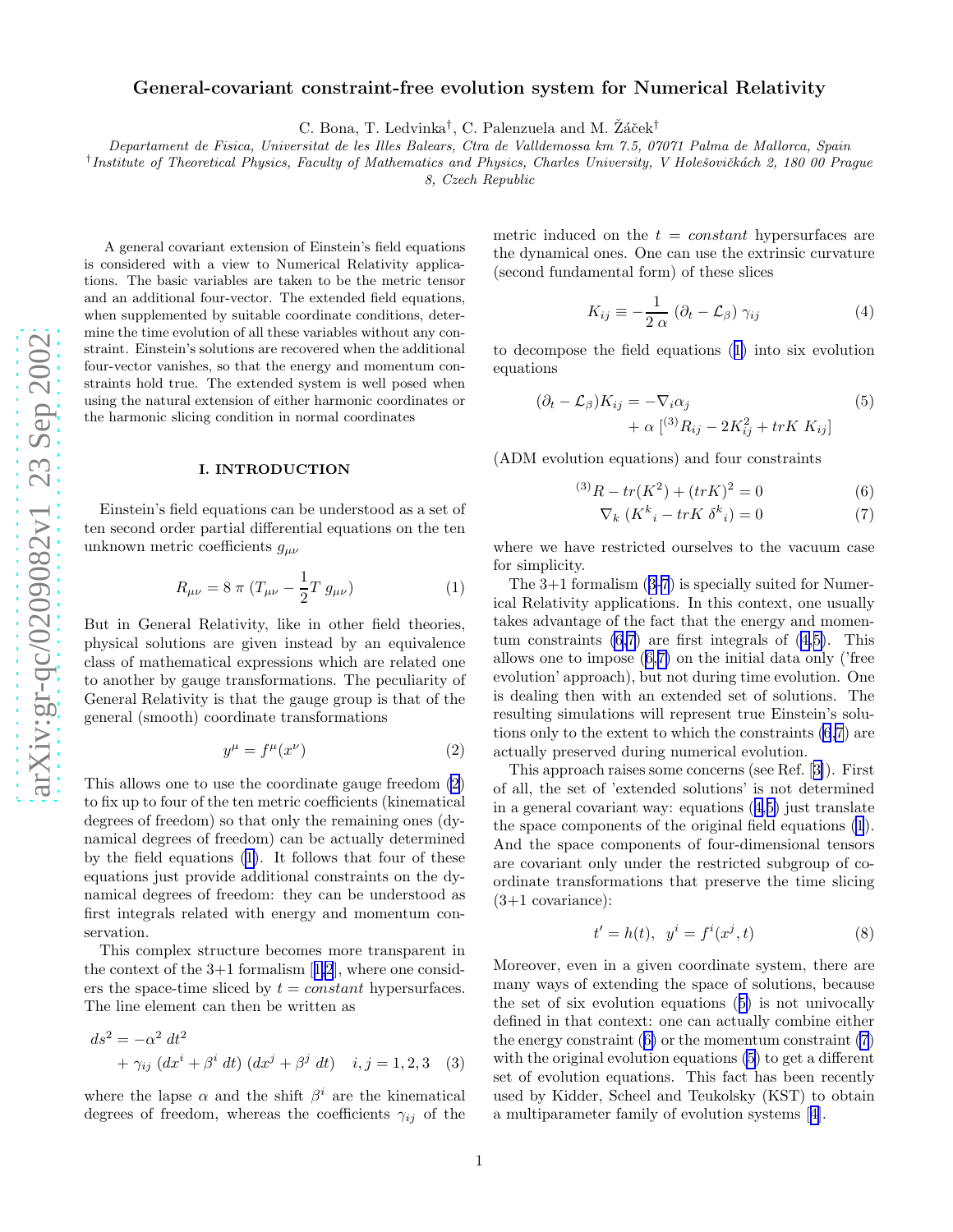# General-covariant constraint-free evolution system for Numerical Relativity

C. Bona, T. Ledvinka[†], C. Palenzuela and M. Žáček[†]

*Departament de Fisica, Universitat de les Illes Balears, Ctra de Valldemossa km 7.5, 07071 Palma de Mallorca, Spain*
[†]*Institute of Theoretical Physics, Faculty of Mathematics and Physics, Charles University, V Holešovičkách 2, 180 00 Prague 8, Czech Republic*

A general covariant extension of Einstein's field equations is considered with a view to Numerical Relativity applications. The basic variables are taken to be the metric tensor and an additional four-vector. The extended field equations, when supplemented by suitable coordinate conditions, determine the time evolution of all these variables without any constraint. Einstein's solutions are recovered when the additional four-vector vanishes, so that the energy and momentum constraints hold true. The extended system is well posed when using the natural extension of either harmonic coordinates or the harmonic slicing condition in normal coordinates

## I. INTRODUCTION

Einstein's field equations can be understood as a set of ten second order partial differential equations on the ten unknown metric coefficients $g_{\mu\nu}$

$$R_{\mu\nu} = 8\,\pi\,(T_{\mu\nu} - \frac{1}{2}T\,g_{\mu\nu}) \tag{1}$$

But in General Relativity, like in other field theories, physical solutions are given instead by an equivalence class of mathematical expressions which are related one to another by gauge transformations. The peculiarity of General Relativity is that the gauge group is that of the general (smooth) coordinate transformations

$$y^\mu = f^\mu(x^\nu) \tag{2}$$

This allows one to use the coordinate gauge freedom (2) to fix up to four of the ten metric coefficients (kinematical degrees of freedom) so that only the remaining ones (dynamical degrees of freedom) can be actually determined by the field equations (1). It follows that four of these equations just provide additional constraints on the dynamical degrees of freedom: they can be understood as first integrals related with energy and momentum conservation.

This complex structure becomes more transparent in the context of the 3+1 formalism [1,2], where one considers the space-time sliced by $t = constant$ hypersurfaces. The line element can then be written as

$$ds^2 = -\alpha^2\,dt^2 + \gamma_{ij}\,(dx^i + \beta^i\,dt)\,(dx^j + \beta^j\,dt) \quad i,j = 1,2,3 \tag{3}$$

where the lapse $\alpha$ and the shift $\beta^i$ are the kinematical degrees of freedom, whereas the coefficients $\gamma_{ij}$ of the metric induced on the $t = constant$ hypersurfaces are the dynamical ones. One can use the extrinsic curvature (second fundamental form) of these slices

$$K_{ij} \equiv -\frac{1}{2\,\alpha}\,(\partial_t - \mathcal{L}_\beta)\,\gamma_{ij} \tag{4}$$

to decompose the field equations (1) into six evolution equations

$$(\partial_t - \mathcal{L}_\beta)K_{ij} = -\nabla_i \alpha_j + \alpha\,[{}^{(3)}R_{ij} - 2K^2_{ij} + trK\;K_{ij}] \tag{5}$$

(ADM evolution equations) and four constraints

$${}^{(3)}R - tr(K^2) + (trK)^2 = 0 \tag{6}$$

$$\nabla_k\,(K^k{}_i - trK\;\delta^k{}_i) = 0 \tag{7}$$

where we have restricted ourselves to the vacuum case for simplicity.

The 3+1 formalism (3-7) is specially suited for Numerical Relativity applications. In this context, one usually takes advantage of the fact that the energy and momentum constraints (6,7) are first integrals of (4,5). This allows one to impose (6,7) on the initial data only ('free evolution' approach), but not during time evolution. One is dealing then with an extended set of solutions. The resulting simulations will represent true Einstein's solutions only to the extent to which the constraints (6,7) are actually preserved during numerical evolution.

This approach raises some concerns (see Ref. [3]). First of all, the set of 'extended solutions' is not determined in a general covariant way: equations (4,5) just translate the space components of the original field equations (1). And the space components of four-dimensional tensors are covariant only under the restricted subgroup of coordinate transformations that preserve the time slicing (3+1 covariance):

$$t' = h(t), \quad y^i = f^i(x^j, t) \tag{8}$$

Moreover, even in a given coordinate system, there are many ways of extending the space of solutions, because the set of six evolution equations (5) is not univocally defined in that context: one can actually combine either the energy constraint (6) or the momentum constraint (7) with the original evolution equations (5) to get a different set of evolution equations. This fact has been recently used by Kidder, Scheel and Teukolsky (KST) to obtain a multiparameter family of evolution systems [4].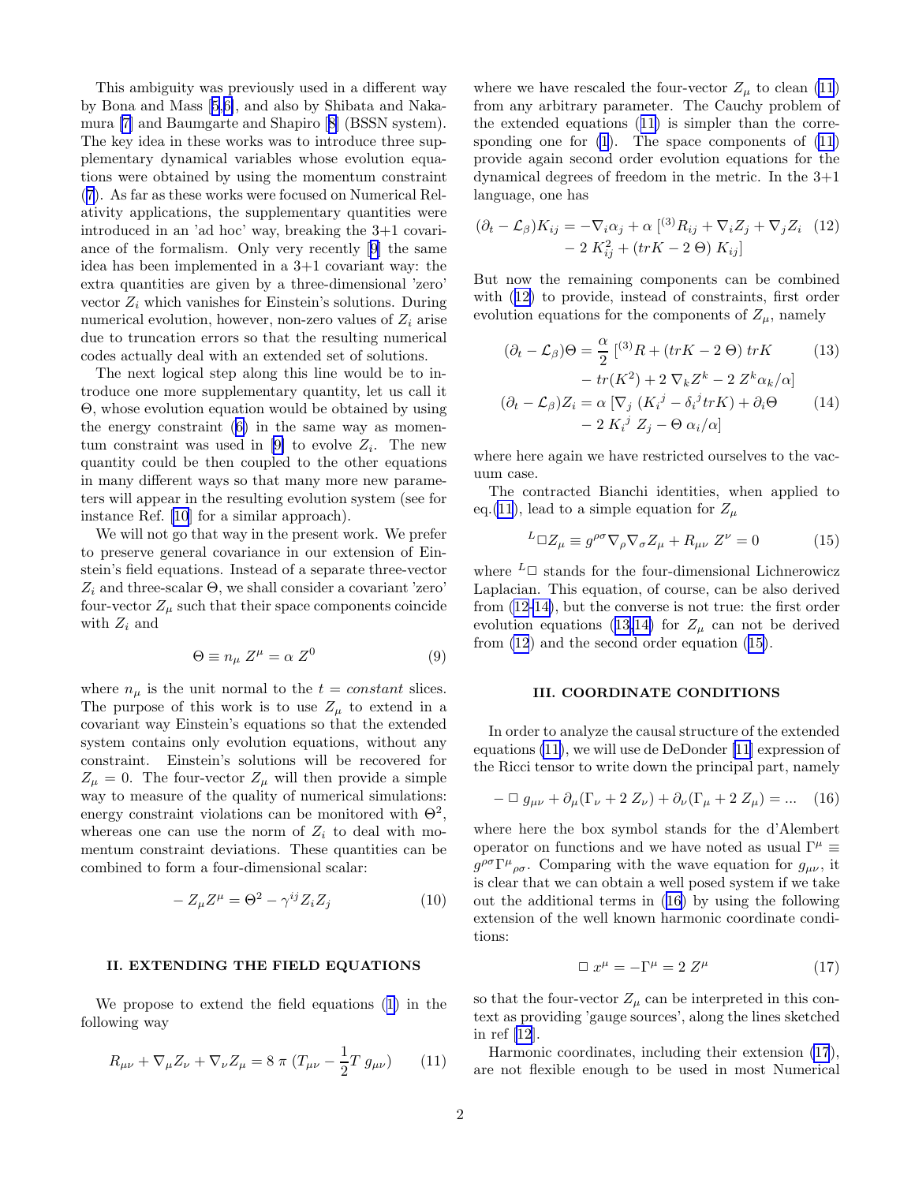This ambiguity was previously used in a different way by Bona and Mass [5,6], and also by Shibata and Nakamura [7] and Baumgarte and Shapiro [8] (BSSN system). The key idea in these works was to introduce three supplementary dynamical variables whose evolution equations were obtained by using the momentum constraint (7). As far as these works were focused on Numerical Relativity applications, the supplementary quantities were introduced in an 'ad hoc' way, breaking the 3+1 covariance of the formalism. Only very recently [9] the same idea has been implemented in a 3+1 covariant way: the extra quantities are given by a three-dimensional 'zero' vector $Z_i$ which vanishes for Einstein's solutions. During numerical evolution, however, non-zero values of $Z_i$ arise due to truncation errors so that the resulting numerical codes actually deal with an extended set of solutions.

The next logical step along this line would be to introduce one more supplementary quantity, let us call it $\Theta$, whose evolution equation would be obtained by using the energy constraint (6) in the same way as momentum constraint was used in [9] to evolve $Z_i$. The new quantity could be then coupled to the other equations in many different ways so that many more new parameters will appear in the resulting evolution system (see for instance Ref. [10] for a similar approach).

We will not go that way in the present work. We prefer to preserve general covariance in our extension of Einstein's field equations. Instead of a separate three-vector $Z_i$ and three-scalar $\Theta$, we shall consider a covariant 'zero' four-vector $Z_\mu$ such that their space components coincide with $Z_i$ and

$$\Theta \equiv n_\mu \, Z^\mu = \alpha \, Z^0 \tag{9}$$

where $n_\mu$ is the unit normal to the $t = constant$ slices. The purpose of this work is to use $Z_\mu$ to extend in a covariant way Einstein's equations so that the extended system contains only evolution equations, without any constraint. Einstein's solutions will be recovered for $Z_\mu = 0$. The four-vector $Z_\mu$ will then provide a simple way to measure of the quality of numerical simulations: energy constraint violations can be monitored with $\Theta^2$, whereas one can use the norm of $Z_i$ to deal with momentum constraint deviations. These quantities can be combined to form a four-dimensional scalar:

$$-Z_\mu Z^\mu = \Theta^2 - \gamma^{ij} Z_i Z_j \tag{10}$$

## II. EXTENDING THE FIELD EQUATIONS

We propose to extend the field equations (1) in the following way

$$R_{\mu\nu} + \nabla_\mu Z_\nu + \nabla_\nu Z_\mu = 8\,\pi\,(T_{\mu\nu} - \frac{1}{2} T\, g_{\mu\nu}) \tag{11}$$

where we have rescaled the four-vector $Z_\mu$ to clean (11) from any arbitrary parameter. The Cauchy problem of the extended equations (11) is simpler than the corresponding one for (1). The space components of (11) provide again second order evolution equations for the dynamical degrees of freedom in the metric. In the 3+1 language, one has

$$(\partial_t - \mathcal{L}_\beta) K_{ij} = -\nabla_i \alpha_j + \alpha\,[{}^{(3)}R_{ij} + \nabla_i Z_j + \nabla_j Z_i - 2\,K^2_{ij} + (trK - 2\,\Theta)\,K_{ij}] \tag{12}$$

But now the remaining components can be combined with (12) to provide, instead of constraints, first order evolution equations for the components of $Z_\mu$, namely

$$(\partial_t - \mathcal{L}_\beta)\Theta = \frac{\alpha}{2}\,[{}^{(3)}R + (trK - 2\,\Theta)\,trK - tr(K^2) + 2\,\nabla_k Z^k - 2\,Z^k \alpha_k/\alpha] \tag{13}$$

$$(\partial_t - \mathcal{L}_\beta) Z_i = \alpha\,[\nabla_j\,(K_i{}^j - \delta_i{}^j trK) + \partial_i \Theta - 2\,K_i{}^j\,Z_j - \Theta\,\alpha_i/\alpha] \tag{14}$$

where here again we have restricted ourselves to the vacuum case.

The contracted Bianchi identities, when applied to eq.(11), lead to a simple equation for $Z_\mu$

$${}^L\Box Z_\mu \equiv g^{\rho\sigma} \nabla_\rho \nabla_\sigma Z_\mu + R_{\mu\nu}\,Z^\nu = 0 \tag{15}$$

where ${}^L\Box$ stands for the four-dimensional Lichnerowicz Laplacian. This equation, of course, can be also derived from (12-14), but the converse is not true: the first order evolution equations (13,14) for $Z_\mu$ can not be derived from (12) and the second order equation (15).

## III. COORDINATE CONDITIONS

In order to analyze the causal structure of the extended equations (11), we will use de DeDonder [11] expression of the Ricci tensor to write down the principal part, namely

$$-\Box\, g_{\mu\nu} + \partial_\mu(\Gamma_\nu + 2\,Z_\nu) + \partial_\nu(\Gamma_\mu + 2\,Z_\mu) = \ldots \tag{16}$$

where here the box symbol stands for the d'Alembert operator on functions and we have noted as usual $\Gamma^\mu \equiv g^{\rho\sigma}\Gamma^\mu{}_{\rho\sigma}$. Comparing with the wave equation for $g_{\mu\nu}$, it is clear that we can obtain a well posed system if we take out the additional terms in (16) by using the following extension of the well known harmonic coordinate conditions:

$$\Box\, x^\mu = -\Gamma^\mu = 2\,Z^\mu \tag{17}$$

so that the four-vector $Z_\mu$ can be interpreted in this context as providing 'gauge sources', along the lines sketched in ref [12].

Harmonic coordinates, including their extension (17), are not flexible enough to be used in most Numerical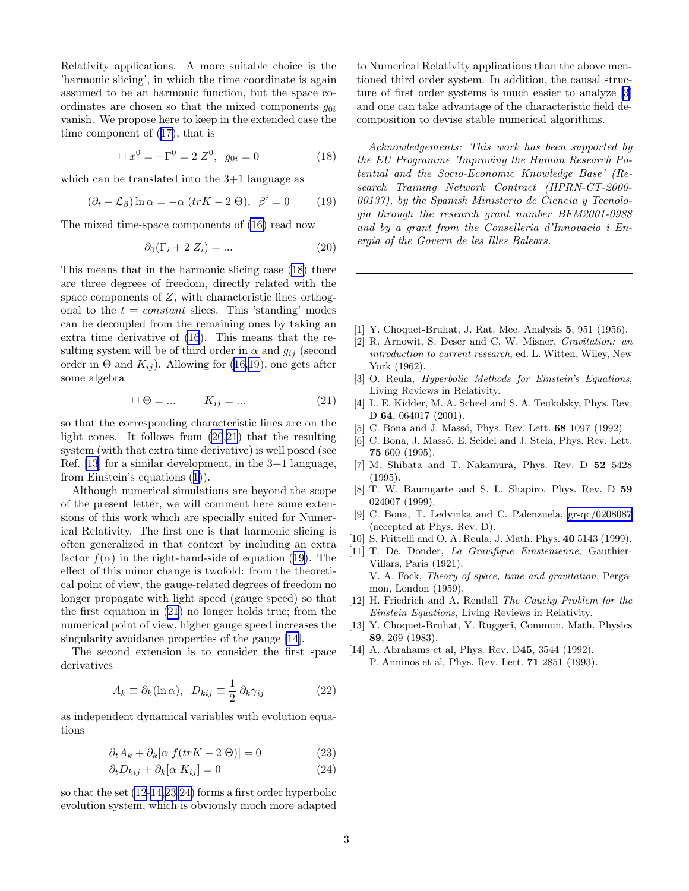Relativity applications. A more suitable choice is the 'harmonic slicing', in which the time coordinate is again assumed to be an harmonic function, but the space coordinates are chosen so that the mixed components $g_{0i}$ vanish. We propose here to keep in the extended case the time component of (17), that is

$$\Box\, x^0 = -\Gamma^0 = 2\, Z^0, \;\; g_{0i} = 0 \tag{18}$$

which can be translated into the 3+1 language as

$$(\partial_t - \mathcal{L}_\beta) \ln \alpha = -\alpha\, (trK - 2\,\Theta), \;\; \beta^i = 0 \tag{19}$$

The mixed time-space components of (16) read now

$$\partial_0 (\Gamma_i + 2\, Z_i) = ... \tag{20}$$

This means that in the harmonic slicing case (18) there are three degrees of freedom, directly related with the space components of $Z$, with characteristic lines orthogonal to the $t = constant$ slices. This 'standing' modes can be decoupled from the remaining ones by taking an extra time derivative of (16). This means that the resulting system will be of third order in $\alpha$ and $g_{ij}$ (second order in $\Theta$ and $K_{ij}$). Allowing for (16,19), one gets after some algebra

$$\Box\, \Theta = ... \qquad \Box K_{ij} = ... \tag{21}$$

so that the corresponding characteristic lines are on the light cones. It follows from (20,21) that the resulting system (with that extra time derivative) is well posed (see Ref. [13] for a similar development, in the 3+1 language, from Einstein's equations (1)).

Although numerical simulations are beyond the scope of the present letter, we will comment here some extensions of this work which are specially suited for Numerical Relativity. The first one is that harmonic slicing is often generalized in that context by including an extra factor $f(\alpha)$ in the right-hand-side of equation (19). The effect of this minor change is twofold: from the theoretical point of view, the gauge-related degrees of freedom no longer propagate with light speed (gauge speed) so that the first equation in (21) no longer holds true; from the numerical point of view, higher gauge speed increases the singularity avoidance properties of the gauge [14].

The second extension is to consider the first space derivatives

$$A_k \equiv \partial_k (\ln \alpha), \;\; D_{kij} \equiv \frac{1}{2}\, \partial_k \gamma_{ij} \tag{22}$$

as independent dynamical variables with evolution equations

$$\partial_t A_k + \partial_k [\alpha\, f (trK - 2\,\Theta)] = 0 \tag{23}$$

$$\partial_t D_{kij} + \partial_k [\alpha\, K_{ij}] = 0 \tag{24}$$

so that the set (12-14,23,24) forms a first order hyperbolic evolution system, which is obviously much more adapted to Numerical Relativity applications than the above mentioned third order system. In addition, the causal structure of first order systems is much easier to analyze [3] and one can take advantage of the characteristic field decomposition to devise stable numerical algorithms.

*Acknowledgements: This work has been supported by the EU Programme 'Improving the Human Research Potential and the Socio-Economic Knowledge Base' (Research Training Network Contract (HPRN-CT-2000-00137), by the Spanish Ministerio de Ciencia y Tecnologia through the research grant number BFM2001-0988 and by a grant from the Conselleria d'Innovacio i Energia of the Govern de les Illes Balears.*

---

[1] Y. Choquet-Bruhat, J. Rat. Mee. Analysis **5**, 951 (1956).

[2] R. Arnowit, S. Deser and C. W. Misner, *Gravitation: an introduction to current research*, ed. L. Witten, Wiley, New York (1962).

[3] O. Reula, *Hyperbolic Methods for Einstein's Equations*, Living Reviews in Relativity.

[4] L. E. Kidder, M. A. Scheel and S. A. Teukolsky, Phys. Rev. D **64**, 064017 (2001).

[5] C. Bona and J. Massó, Phys. Rev. Lett. **68** 1097 (1992)

[6] C. Bona, J. Massó, E. Seidel and J. Stela, Phys. Rev. Lett. **75** 600 (1995).

[7] M. Shibata and T. Nakamura, Phys. Rev. D **52** 5428 (1995).

[8] T. W. Baumgarte and S. L. Shapiro, Phys. Rev. D **59** 024007 (1999).

[9] C. Bona, T. Ledvinka and C. Palenzuela, gr-qc/0208087 (accepted at Phys. Rev. D).

[10] S. Frittelli and O. A. Reula, J. Math. Phys. **40** 5143 (1999).

[11] T. De. Donder, *La Gravifique Einstenienne*, Gauthier-Villars, Paris (1921).
V. A. Fock, *Theory of space, time and gravitation*, Pergamon, London (1959).

[12] H. Friedrich and A. Rendall *The Cauchy Problem for the Einstein Equations*, Living Reviews in Relativity.

[13] Y. Choquet-Bruhat, Y. Ruggeri, Commun. Math. Physics **89**, 269 (1983).

[14] A. Abrahams et al, Phys. Rev. D**45**, 3544 (1992).
P. Anninos et al, Phys. Rev. Lett. **71** 2851 (1993).